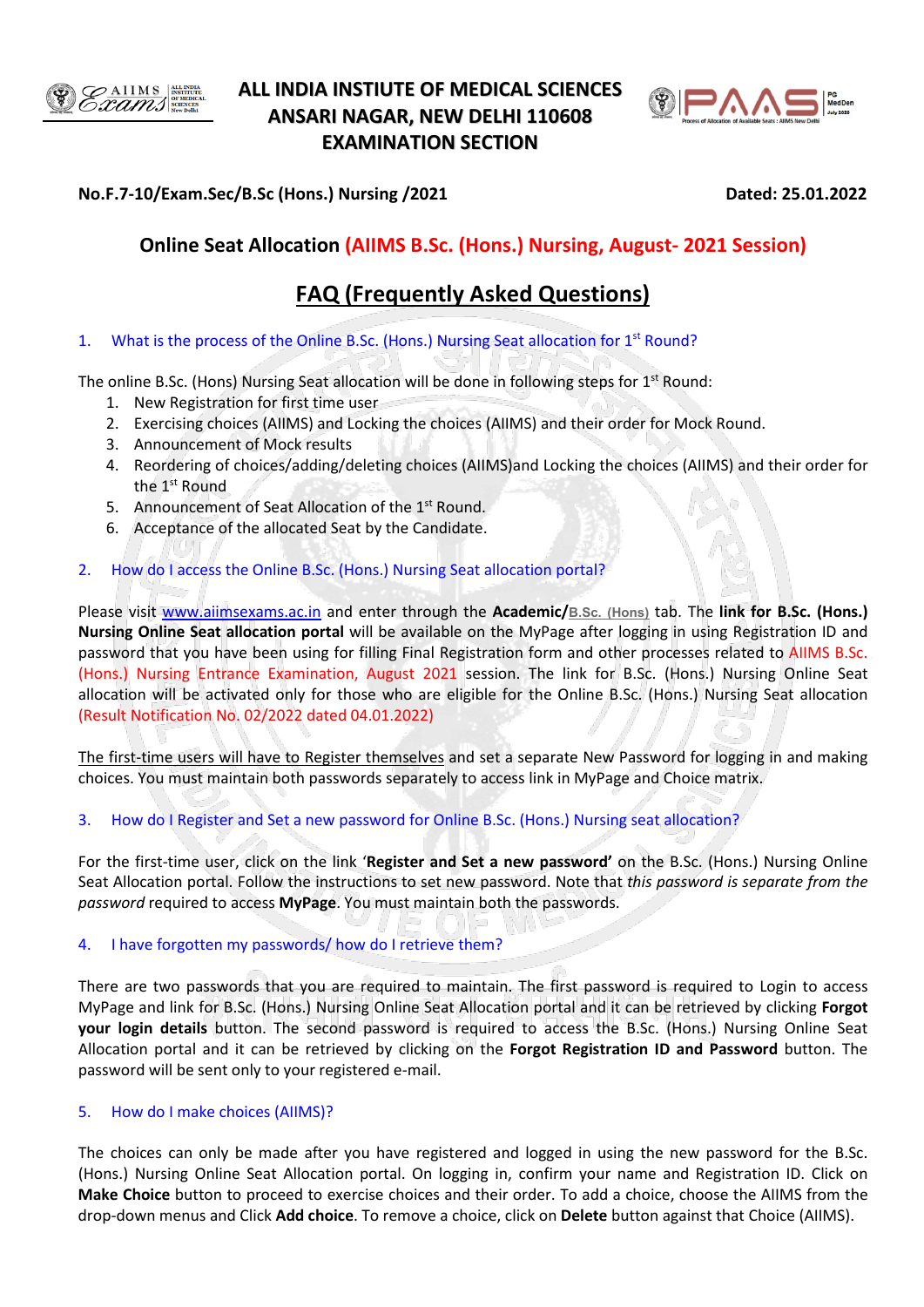# ALL INDIA INSTITUTE OF MEDICAL SCIENCES
# ANSARI NAGAR, NEW DELHI 110608
# EXAMINATION SECTION

**No.F.7-10/Exam.Sec/B.Sc (Hons.) Nursing /2021** **Dated: 25.01.2022**

## Online Seat Allocation (AIIMS B.Sc. (Hons.) Nursing, August- 2021 Session)

## FAQ (Frequently Asked Questions)

### 1. What is the process of the Online B.Sc. (Hons.) Nursing Seat allocation for 1st Round?

The online B.Sc. (Hons) Nursing Seat allocation will be done in following steps for 1st Round:

1. New Registration for first time user
2. Exercising choices (AIIMS) and Locking the choices (AIIMS) and their order for Mock Round.
3. Announcement of Mock results
4. Reordering of choices/adding/deleting choices (AIIMS)and Locking the choices (AIIMS) and their order for the 1st Round
5. Announcement of Seat Allocation of the 1st Round.
6. Acceptance of the allocated Seat by the Candidate.

### 2. How do I access the Online B.Sc. (Hons.) Nursing Seat allocation portal?

Please visit www.aiimsexams.ac.in and enter through the **Academic/**B.Sc. (Hons) tab. The **link for B.Sc. (Hons.) Nursing Online Seat allocation portal** will be available on the MyPage after logging in using Registration ID and password that you have been using for filling Final Registration form and other processes related to AIIMS B.Sc. (Hons.) Nursing Entrance Examination, August 2021 session. The link for B.Sc. (Hons.) Nursing Online Seat allocation will be activated only for those who are eligible for the Online B.Sc. (Hons.) Nursing Seat allocation (Result Notification No. 02/2022 dated 04.01.2022)

The first-time users will have to Register themselves and set a separate New Password for logging in and making choices. You must maintain both passwords separately to access link in MyPage and Choice matrix.

### 3. How do I Register and Set a new password for Online B.Sc. (Hons.) Nursing seat allocation?

For the first-time user, click on the link '**Register and Set a new password'** on the B.Sc. (Hons.) Nursing Online Seat Allocation portal. Follow the instructions to set new password. Note that *this password is separate from the password* required to access **MyPage**. You must maintain both the passwords.

### 4. I have forgotten my passwords/ how do I retrieve them?

There are two passwords that you are required to maintain. The first password is required to Login to access MyPage and link for B.Sc. (Hons.) Nursing Online Seat Allocation portal and it can be retrieved by clicking **Forgot your login details** button. The second password is required to access the B.Sc. (Hons.) Nursing Online Seat Allocation portal and it can be retrieved by clicking on the **Forgot Registration ID and Password** button. The password will be sent only to your registered e-mail.

### 5. How do I make choices (AIIMS)?

The choices can only be made after you have registered and logged in using the new password for the B.Sc. (Hons.) Nursing Online Seat Allocation portal. On logging in, confirm your name and Registration ID. Click on **Make Choice** button to proceed to exercise choices and their order. To add a choice, choose the AIIMS from the drop-down menus and Click **Add choice**. To remove a choice, click on **Delete** button against that Choice (AIIMS).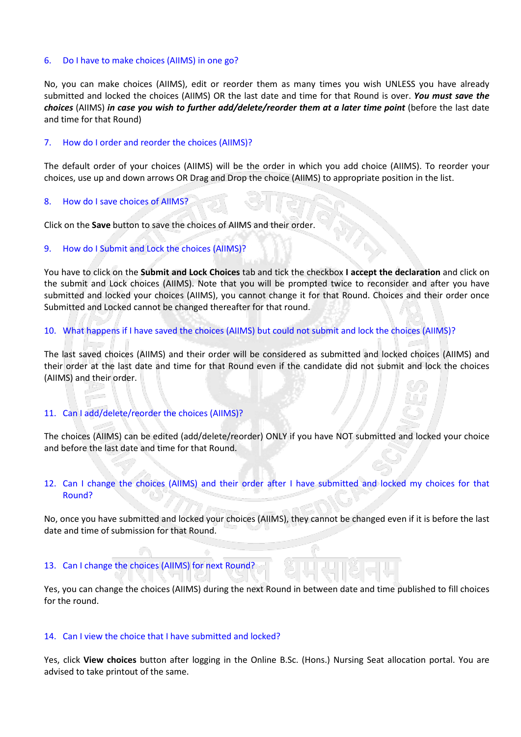### 6. Do I have to make choices (AIIMS) in one go?

No, you can make choices (AIIMS), edit or reorder them as many times you wish UNLESS you have already submitted and locked the choices (AIIMS) OR the last date and time for that Round is over. ***You must save the choices*** (AIIMS) ***in case you wish to further add/delete/reorder them at a later time point*** (before the last date and time for that Round)

### 7. How do I order and reorder the choices (AIIMS)?

The default order of your choices (AIIMS) will be the order in which you add choice (AIIMS). To reorder your choices, use up and down arrows OR Drag and Drop the choice (AIIMS) to appropriate position in the list.

### 8. How do I save choices of AIIMS?

Click on the **Save** button to save the choices of AIIMS and their order.

### 9. How do I Submit and Lock the choices (AIIMS)?

You have to click on the **Submit and Lock Choices** tab and tick the checkbox **I accept the declaration** and click on the submit and Lock choices (AIIMS). Note that you will be prompted twice to reconsider and after you have submitted and locked your choices (AIIMS), you cannot change it for that Round. Choices and their order once Submitted and Locked cannot be changed thereafter for that round.

### 10. What happens if I have saved the choices (AIIMS) but could not submit and lock the choices (AIIMS)?

The last saved choices (AIIMS) and their order will be considered as submitted and locked choices (AIIMS) and their order at the last date and time for that Round even if the candidate did not submit and lock the choices (AIIMS) and their order.

### 11. Can I add/delete/reorder the choices (AIIMS)?

The choices (AIIMS) can be edited (add/delete/reorder) ONLY if you have NOT submitted and locked your choice and before the last date and time for that Round.

### 12. Can I change the choices (AIIMS) and their order after I have submitted and locked my choices for that Round?

No, once you have submitted and locked your choices (AIIMS), they cannot be changed even if it is before the last date and time of submission for that Round.

### 13. Can I change the choices (AIIMS) for next Round?

Yes, you can change the choices (AIIMS) during the next Round in between date and time published to fill choices for the round.

### 14. Can I view the choice that I have submitted and locked?

Yes, click **View choices** button after logging in the Online B.Sc. (Hons.) Nursing Seat allocation portal. You are advised to take printout of the same.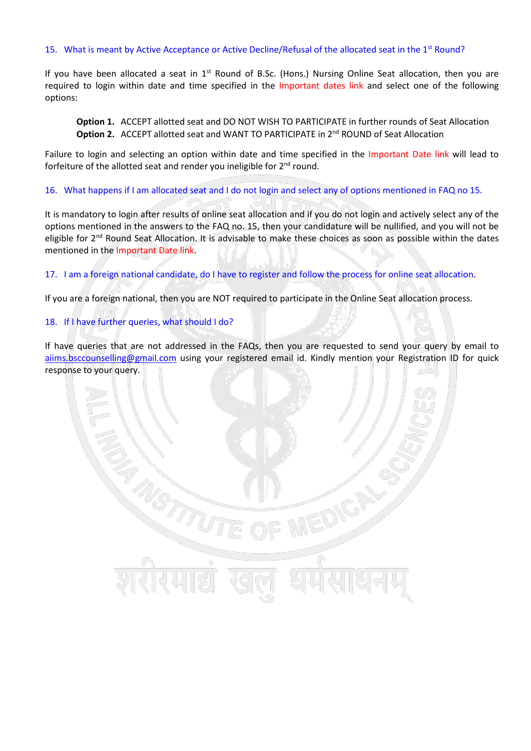### 15. What is meant by Active Acceptance or Active Decline/Refusal of the allocated seat in the 1st Round?

If you have been allocated a seat in 1st Round of B.Sc. (Hons.) Nursing Online Seat allocation, then you are required to login within date and time specified in the Important dates link and select one of the following options:

> **Option 1.** ACCEPT allotted seat and DO NOT WISH TO PARTICIPATE in further rounds of Seat Allocation
> **Option 2.** ACCEPT allotted seat and WANT TO PARTICIPATE in 2nd ROUND of Seat Allocation

Failure to login and selecting an option within date and time specified in the Important Date link will lead to forfeiture of the allotted seat and render you ineligible for 2nd round.

### 16. What happens if I am allocated seat and I do not login and select any of options mentioned in FAQ no 15.

It is mandatory to login after results of online seat allocation and if you do not login and actively select any of the options mentioned in the answers to the FAQ no. 15, then your candidature will be nullified, and you will not be eligible for 2nd Round Seat Allocation. It is advisable to make these choices as soon as possible within the dates mentioned in the Important Date link.

### 17. I am a foreign national candidate, do I have to register and follow the process for online seat allocation.

If you are a foreign national, then you are NOT required to participate in the Online Seat allocation process.

### 18. If I have further queries, what should I do?

If have queries that are not addressed in the FAQs, then you are requested to send your query by email to aiims.bsccounselling@gmail.com using your registered email id. Kindly mention your Registration ID for quick response to your query.